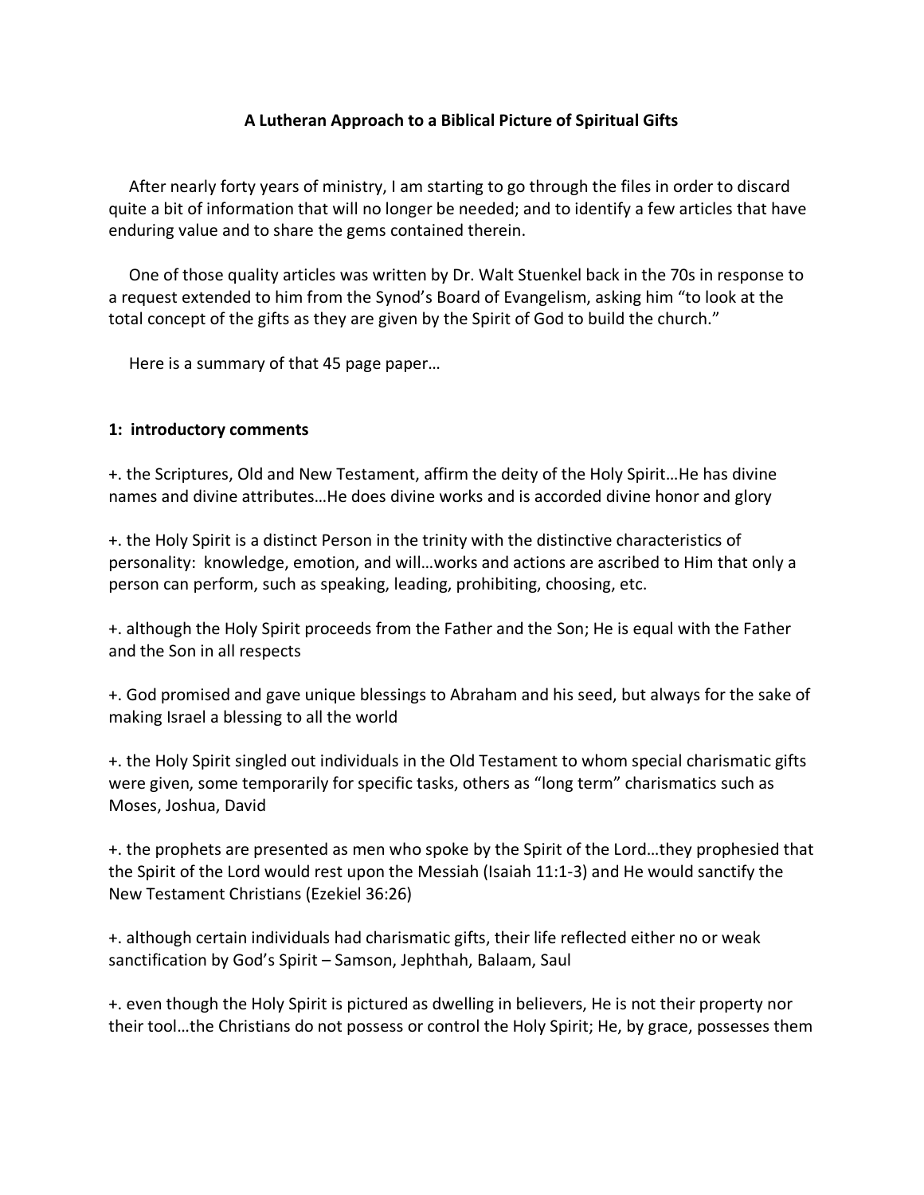**A Lutheran Approach to a Biblical Picture of Spiritual Gifts**

After nearly forty years of ministry, I am starting to go through the files in order to discard quite a bit of information that will no longer be needed; and to identify a few articles that have enduring value and to share the gems contained therein.

One of those quality articles was written by Dr. Walt Stuenkel back in the 70s in response to a request extended to him from the Synod's Board of Evangelism, asking him "to look at the total concept of the gifts as they are given by the Spirit of God to build the church."

Here is a summary of that 45 page paper…

**1: introductory comments**

+. the Scriptures, Old and New Testament, affirm the deity of the Holy Spirit…He has divine names and divine attributes…He does divine works and is accorded divine honor and glory

+. the Holy Spirit is a distinct Person in the trinity with the distinctive characteristics of personality: knowledge, emotion, and will…works and actions are ascribed to Him that only a person can perform, such as speaking, leading, prohibiting, choosing, etc.

+. although the Holy Spirit proceeds from the Father and the Son; He is equal with the Father and the Son in all respects

+. God promised and gave unique blessings to Abraham and his seed, but always for the sake of making Israel a blessing to all the world

+. the Holy Spirit singled out individuals in the Old Testament to whom special charismatic gifts were given, some temporarily for specific tasks, others as "long term" charismatics such as Moses, Joshua, David

+. the prophets are presented as men who spoke by the Spirit of the Lord…they prophesied that the Spirit of the Lord would rest upon the Messiah (Isaiah 11:1-3) and He would sanctify the New Testament Christians (Ezekiel 36:26)

+. although certain individuals had charismatic gifts, their life reflected either no or weak sanctification by God's Spirit – Samson, Jephthah, Balaam, Saul

+. even though the Holy Spirit is pictured as dwelling in believers, He is not their property nor their tool…the Christians do not possess or control the Holy Spirit; He, by grace, possesses them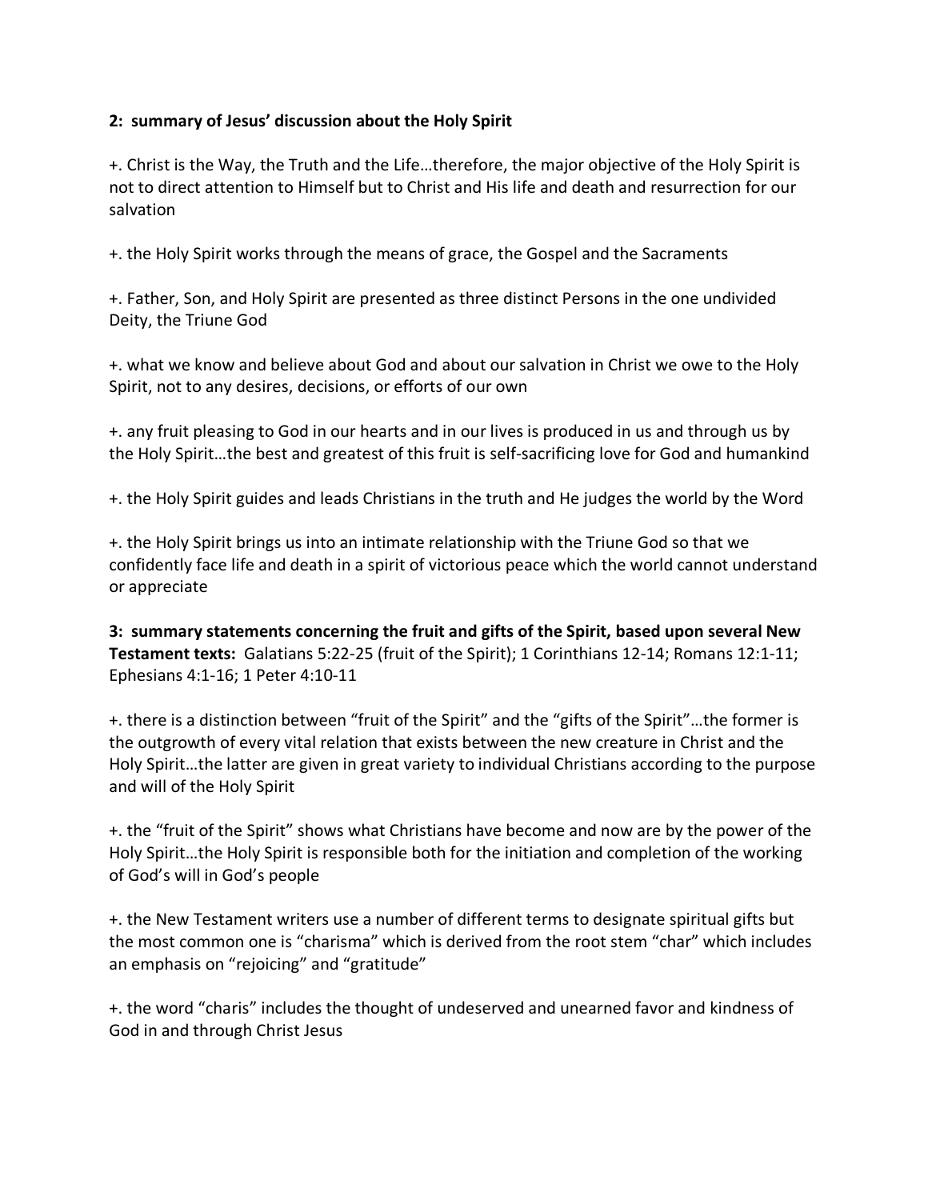**2: summary of Jesus' discussion about the Holy Spirit**

+. Christ is the Way, the Truth and the Life…therefore, the major objective of the Holy Spirit is not to direct attention to Himself but to Christ and His life and death and resurrection for our salvation

+. the Holy Spirit works through the means of grace, the Gospel and the Sacraments

+. Father, Son, and Holy Spirit are presented as three distinct Persons in the one undivided Deity, the Triune God

+. what we know and believe about God and about our salvation in Christ we owe to the Holy Spirit, not to any desires, decisions, or efforts of our own

+. any fruit pleasing to God in our hearts and in our lives is produced in us and through us by the Holy Spirit…the best and greatest of this fruit is self-sacrificing love for God and humankind

+. the Holy Spirit guides and leads Christians in the truth and He judges the world by the Word

+. the Holy Spirit brings us into an intimate relationship with the Triune God so that we confidently face life and death in a spirit of victorious peace which the world cannot understand or appreciate

**3: summary statements concerning the fruit and gifts of the Spirit, based upon several New Testament texts:** Galatians 5:22-25 (fruit of the Spirit); 1 Corinthians 12-14; Romans 12:1-11; Ephesians 4:1-16; 1 Peter 4:10-11

+. there is a distinction between "fruit of the Spirit" and the "gifts of the Spirit"…the former is the outgrowth of every vital relation that exists between the new creature in Christ and the Holy Spirit…the latter are given in great variety to individual Christians according to the purpose and will of the Holy Spirit

+. the "fruit of the Spirit" shows what Christians have become and now are by the power of the Holy Spirit…the Holy Spirit is responsible both for the initiation and completion of the working of God's will in God's people

+. the New Testament writers use a number of different terms to designate spiritual gifts but the most common one is "charisma" which is derived from the root stem "char" which includes an emphasis on "rejoicing" and "gratitude"

+. the word "charis" includes the thought of undeserved and unearned favor and kindness of God in and through Christ Jesus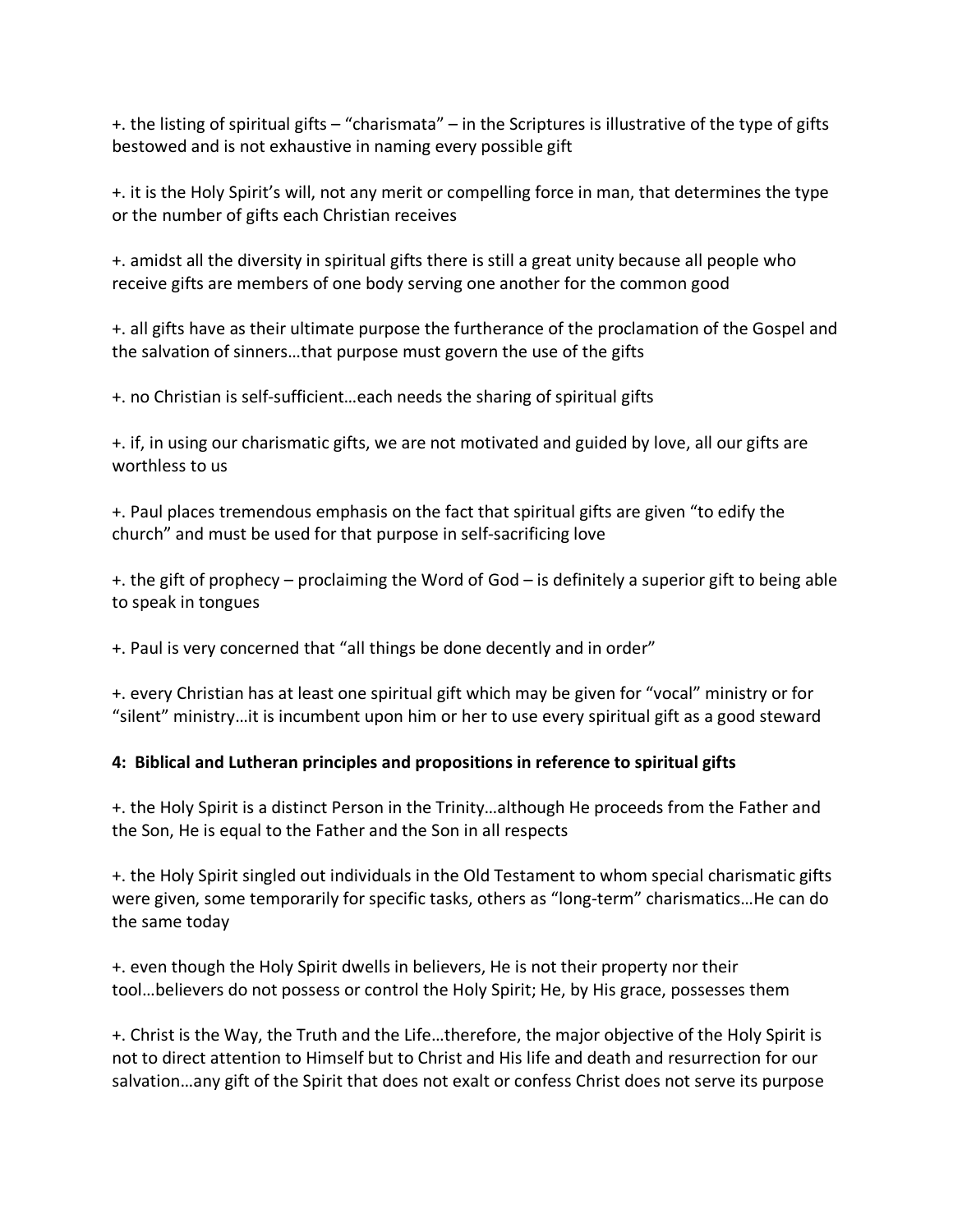+. the listing of spiritual gifts – “charismata” – in the Scriptures is illustrative of the type of gifts bestowed and is not exhaustive in naming every possible gift

+. it is the Holy Spirit’s will, not any merit or compelling force in man, that determines the type or the number of gifts each Christian receives

+. amidst all the diversity in spiritual gifts there is still a great unity because all people who receive gifts are members of one body serving one another for the common good

+. all gifts have as their ultimate purpose the furtherance of the proclamation of the Gospel and the salvation of sinners…that purpose must govern the use of the gifts

+. no Christian is self-sufficient…each needs the sharing of spiritual gifts

+. if, in using our charismatic gifts, we are not motivated and guided by love, all our gifts are worthless to us

+. Paul places tremendous emphasis on the fact that spiritual gifts are given “to edify the church” and must be used for that purpose in self-sacrificing love

+. the gift of prophecy – proclaiming the Word of God – is definitely a superior gift to being able to speak in tongues

+. Paul is very concerned that “all things be done decently and in order”

+. every Christian has at least one spiritual gift which may be given for “vocal” ministry or for “silent” ministry…it is incumbent upon him or her to use every spiritual gift as a good steward

**4: Biblical and Lutheran principles and propositions in reference to spiritual gifts**

+. the Holy Spirit is a distinct Person in the Trinity…although He proceeds from the Father and the Son, He is equal to the Father and the Son in all respects

+. the Holy Spirit singled out individuals in the Old Testament to whom special charismatic gifts were given, some temporarily for specific tasks, others as “long-term” charismatics…He can do the same today

+. even though the Holy Spirit dwells in believers, He is not their property nor their tool…believers do not possess or control the Holy Spirit; He, by His grace, possesses them

+. Christ is the Way, the Truth and the Life…therefore, the major objective of the Holy Spirit is not to direct attention to Himself but to Christ and His life and death and resurrection for our salvation…any gift of the Spirit that does not exalt or confess Christ does not serve its purpose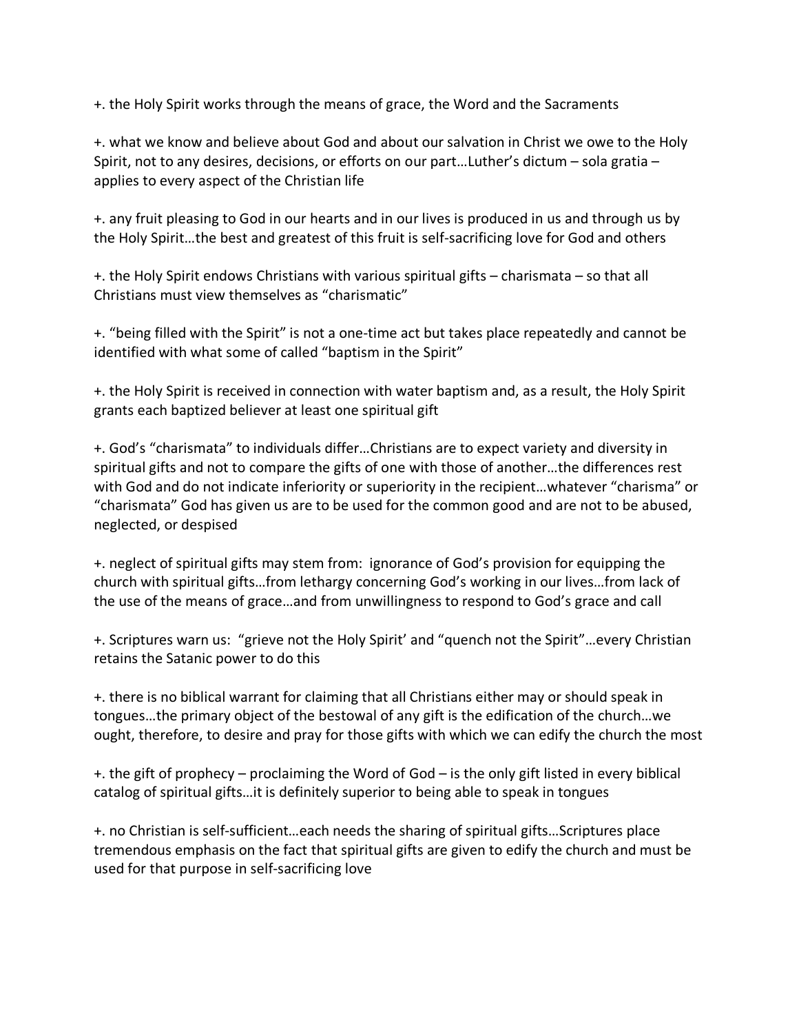+. the Holy Spirit works through the means of grace, the Word and the Sacraments

+. what we know and believe about God and about our salvation in Christ we owe to the Holy Spirit, not to any desires, decisions, or efforts on our part…Luther's dictum – sola gratia – applies to every aspect of the Christian life

+. any fruit pleasing to God in our hearts and in our lives is produced in us and through us by the Holy Spirit…the best and greatest of this fruit is self-sacrificing love for God and others

+. the Holy Spirit endows Christians with various spiritual gifts – charismata – so that all Christians must view themselves as "charismatic"

+. "being filled with the Spirit" is not a one-time act but takes place repeatedly and cannot be identified with what some of called "baptism in the Spirit"

+. the Holy Spirit is received in connection with water baptism and, as a result, the Holy Spirit grants each baptized believer at least one spiritual gift

+. God's "charismata" to individuals differ…Christians are to expect variety and diversity in spiritual gifts and not to compare the gifts of one with those of another…the differences rest with God and do not indicate inferiority or superiority in the recipient…whatever "charisma" or "charismata" God has given us are to be used for the common good and are not to be abused, neglected, or despised

+. neglect of spiritual gifts may stem from: ignorance of God's provision for equipping the church with spiritual gifts…from lethargy concerning God's working in our lives…from lack of the use of the means of grace…and from unwillingness to respond to God's grace and call

+. Scriptures warn us: "grieve not the Holy Spirit' and "quench not the Spirit"…every Christian retains the Satanic power to do this

+. there is no biblical warrant for claiming that all Christians either may or should speak in tongues…the primary object of the bestowal of any gift is the edification of the church…we ought, therefore, to desire and pray for those gifts with which we can edify the church the most

+. the gift of prophecy – proclaiming the Word of God – is the only gift listed in every biblical catalog of spiritual gifts…it is definitely superior to being able to speak in tongues

+. no Christian is self-sufficient…each needs the sharing of spiritual gifts…Scriptures place tremendous emphasis on the fact that spiritual gifts are given to edify the church and must be used for that purpose in self-sacrificing love